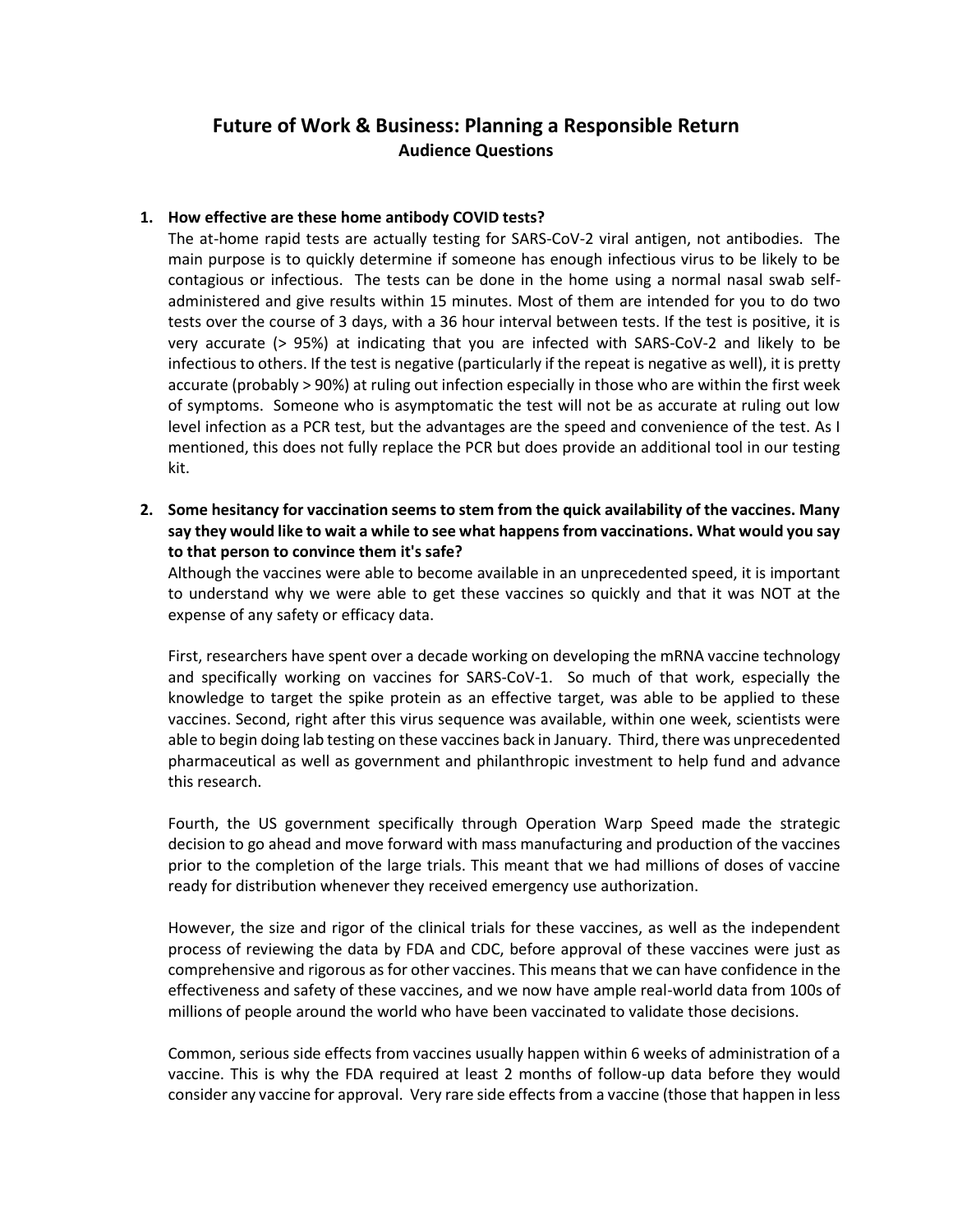# Future of Work & Business: Planning a Responsible Return

## Audience Questions

1. **How effective are these home antibody COVID tests?**

   The at-home rapid tests are actually testing for SARS-CoV-2 viral antigen, not antibodies. The main purpose is to quickly determine if someone has enough infectious virus to be likely to be contagious or infectious. The tests can be done in the home using a normal nasal swab self-administered and give results within 15 minutes. Most of them are intended for you to do two tests over the course of 3 days, with a 36 hour interval between tests. If the test is positive, it is very accurate (> 95%) at indicating that you are infected with SARS-CoV-2 and likely to be infectious to others. If the test is negative (particularly if the repeat is negative as well), it is pretty accurate (probably > 90%) at ruling out infection especially in those who are within the first week of symptoms. Someone who is asymptomatic the test will not be as accurate at ruling out low level infection as a PCR test, but the advantages are the speed and convenience of the test. As I mentioned, this does not fully replace the PCR but does provide an additional tool in our testing kit.

2. **Some hesitancy for vaccination seems to stem from the quick availability of the vaccines. Many say they would like to wait a while to see what happens from vaccinations. What would you say to that person to convince them it's safe?**

   Although the vaccines were able to become available in an unprecedented speed, it is important to understand why we were able to get these vaccines so quickly and that it was NOT at the expense of any safety or efficacy data.

   First, researchers have spent over a decade working on developing the mRNA vaccine technology and specifically working on vaccines for SARS-CoV-1. So much of that work, especially the knowledge to target the spike protein as an effective target, was able to be applied to these vaccines. Second, right after this virus sequence was available, within one week, scientists were able to begin doing lab testing on these vaccines back in January. Third, there was unprecedented pharmaceutical as well as government and philanthropic investment to help fund and advance this research.

   Fourth, the US government specifically through Operation Warp Speed made the strategic decision to go ahead and move forward with mass manufacturing and production of the vaccines prior to the completion of the large trials. This meant that we had millions of doses of vaccine ready for distribution whenever they received emergency use authorization.

   However, the size and rigor of the clinical trials for these vaccines, as well as the independent process of reviewing the data by FDA and CDC, before approval of these vaccines were just as comprehensive and rigorous as for other vaccines. This means that we can have confidence in the effectiveness and safety of these vaccines, and we now have ample real-world data from 100s of millions of people around the world who have been vaccinated to validate those decisions.

   Common, serious side effects from vaccines usually happen within 6 weeks of administration of a vaccine. This is why the FDA required at least 2 months of follow-up data before they would consider any vaccine for approval. Very rare side effects from a vaccine (those that happen in less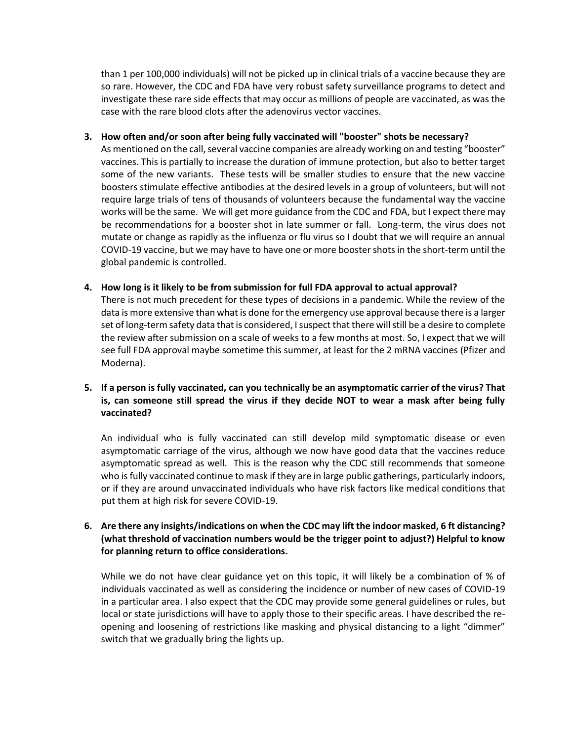than 1 per 100,000 individuals) will not be picked up in clinical trials of a vaccine because they are so rare. However, the CDC and FDA have very robust safety surveillance programs to detect and investigate these rare side effects that may occur as millions of people are vaccinated, as was the case with the rare blood clots after the adenovirus vector vaccines.

3. **How often and/or soon after being fully vaccinated will "booster" shots be necessary?**
   As mentioned on the call, several vaccine companies are already working on and testing "booster" vaccines. This is partially to increase the duration of immune protection, but also to better target some of the new variants. These tests will be smaller studies to ensure that the new vaccine boosters stimulate effective antibodies at the desired levels in a group of volunteers, but will not require large trials of tens of thousands of volunteers because the fundamental way the vaccine works will be the same. We will get more guidance from the CDC and FDA, but I expect there may be recommendations for a booster shot in late summer or fall. Long-term, the virus does not mutate or change as rapidly as the influenza or flu virus so I doubt that we will require an annual COVID-19 vaccine, but we may have to have one or more booster shots in the short-term until the global pandemic is controlled.

4. **How long is it likely to be from submission for full FDA approval to actual approval?**
   There is not much precedent for these types of decisions in a pandemic. While the review of the data is more extensive than what is done for the emergency use approval because there is a larger set of long-term safety data that is considered, I suspect that there will still be a desire to complete the review after submission on a scale of weeks to a few months at most. So, I expect that we will see full FDA approval maybe sometime this summer, at least for the 2 mRNA vaccines (Pfizer and Moderna).

5. **If a person is fully vaccinated, can you technically be an asymptomatic carrier of the virus? That is, can someone still spread the virus if they decide NOT to wear a mask after being fully vaccinated?**

   An individual who is fully vaccinated can still develop mild symptomatic disease or even asymptomatic carriage of the virus, although we now have good data that the vaccines reduce asymptomatic spread as well. This is the reason why the CDC still recommends that someone who is fully vaccinated continue to mask if they are in large public gatherings, particularly indoors, or if they are around unvaccinated individuals who have risk factors like medical conditions that put them at high risk for severe COVID-19.

6. **Are there any insights/indications on when the CDC may lift the indoor masked, 6 ft distancing? (what threshold of vaccination numbers would be the trigger point to adjust?) Helpful to know for planning return to office considerations.**

   While we do not have clear guidance yet on this topic, it will likely be a combination of % of individuals vaccinated as well as considering the incidence or number of new cases of COVID-19 in a particular area. I also expect that the CDC may provide some general guidelines or rules, but local or state jurisdictions will have to apply those to their specific areas. I have described the re-opening and loosening of restrictions like masking and physical distancing to a light "dimmer" switch that we gradually bring the lights up.